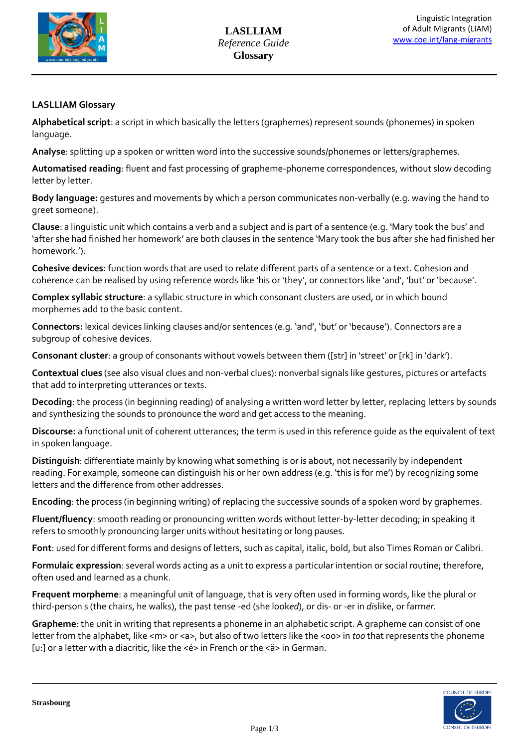## LASLLIAM Glossary

**Alphabetical script**: a script in which basically the letters (graphemes) represent sounds (phonemes) in spoken language.

**Analyse**: splitting up a spoken or written word into the successive sounds/phonemes or letters/graphemes.

**Automatised reading**: fluent and fast processing of grapheme-phoneme correspondences, without slow decoding letter by letter.

**Body language:** gestures and movements by which a person communicates non-verbally (e.g. waving the hand to greet someone).

**Clause**: a linguistic unit which contains a verb and a subject and is part of a sentence (e.g. 'Mary took the bus' and 'after she had finished her homework' are both clauses in the sentence 'Mary took the bus after she had finished her homework.').

**Cohesive devices:** function words that are used to relate different parts of a sentence or a text. Cohesion and coherence can be realised by using reference words like 'his or 'they', or connectors like 'and', 'but' or 'because'.

**Complex syllabic structure**: a syllabic structure in which consonant clusters are used, or in which bound morphemes add to the basic content.

**Connectors:** lexical devices linking clauses and/or sentences (e.g. 'and', 'but' or 'because'). Connectors are a subgroup of cohesive devices.

**Consonant cluster**: a group of consonants without vowels between them ([str] in 'street' or [rk] in 'dark').

**Contextual clues** (see also visual clues and non-verbal clues): nonverbal signals like gestures, pictures or artefacts that add to interpreting utterances or texts.

**Decoding**: the process (in beginning reading) of analysing a written word letter by letter, replacing letters by sounds and synthesizing the sounds to pronounce the word and get access to the meaning.

**Discourse:** a functional unit of coherent utterances; the term is used in this reference guide as the equivalent of text in spoken language.

**Distinguish**: differentiate mainly by knowing what something is or is about, not necessarily by independent reading. For example, someone can distinguish his or her own address (e.g. 'this is for me') by recognizing some letters and the difference from other addresses.

**Encoding**: the process (in beginning writing) of replacing the successive sounds of a spoken word by graphemes.

**Fluent/fluency**: smooth reading or pronouncing written words without letter-by-letter decoding; in speaking it refers to smoothly pronouncing larger units without hesitating or long pauses.

**Font**: used for different forms and designs of letters, such as capital, italic, bold, but also Times Roman or Calibri.

**Formulaic expression**: several words acting as a unit to express a particular intention or social routine; therefore, often used and learned as a chunk.

**Frequent morpheme**: a meaningful unit of language, that is very often used in forming words, like the plural or third-person s (the chair*s*, he walk*s*), the past tense -ed (she look*ed*), or dis- or -er in *dis*like, or farm*er*.

**Grapheme**: the unit in writing that represents a phoneme in an alphabetic script. A grapheme can consist of one letter from the alphabet, like <m> or <a>, but also of two letters like the <oo> in *too* that represents the phoneme [u:] or a letter with a diacritic, like the <é> in French or the <ä> in German.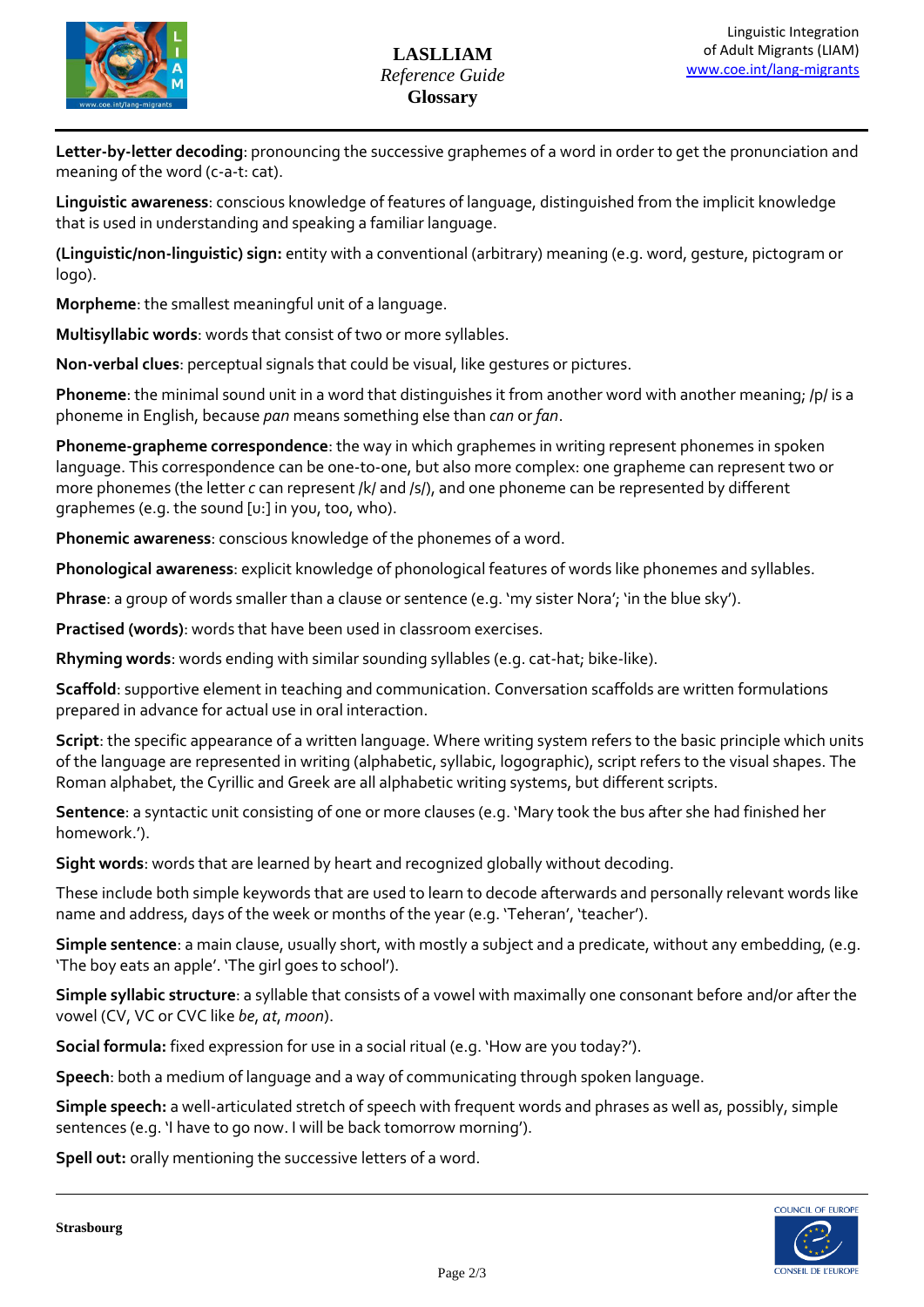**Letter-by-letter decoding**: pronouncing the successive graphemes of a word in order to get the pronunciation and meaning of the word (c-a-t: cat).

**Linguistic awareness**: conscious knowledge of features of language, distinguished from the implicit knowledge that is used in understanding and speaking a familiar language.

**(Linguistic/non-linguistic) sign:** entity with a conventional (arbitrary) meaning (e.g. word, gesture, pictogram or logo).

**Morpheme**: the smallest meaningful unit of a language.

**Multisyllabic words**: words that consist of two or more syllables.

**Non-verbal clues**: perceptual signals that could be visual, like gestures or pictures.

**Phoneme**: the minimal sound unit in a word that distinguishes it from another word with another meaning; /p/ is a phoneme in English, because *pan* means something else than *can* or *fan*.

**Phoneme-grapheme correspondence**: the way in which graphemes in writing represent phonemes in spoken language. This correspondence can be one-to-one, but also more complex: one grapheme can represent two or more phonemes (the letter *c* can represent /k/ and /s/), and one phoneme can be represented by different graphemes (e.g. the sound [uː] in you, too, who).

**Phonemic awareness**: conscious knowledge of the phonemes of a word.

**Phonological awareness**: explicit knowledge of phonological features of words like phonemes and syllables.

**Phrase**: a group of words smaller than a clause or sentence (e.g. 'my sister Nora'; 'in the blue sky').

**Practised (words)**: words that have been used in classroom exercises.

**Rhyming words**: words ending with similar sounding syllables (e.g. cat-hat; bike-like).

**Scaffold**: supportive element in teaching and communication. Conversation scaffolds are written formulations prepared in advance for actual use in oral interaction.

**Script**: the specific appearance of a written language. Where writing system refers to the basic principle which units of the language are represented in writing (alphabetic, syllabic, logographic), script refers to the visual shapes. The Roman alphabet, the Cyrillic and Greek are all alphabetic writing systems, but different scripts.

**Sentence**: a syntactic unit consisting of one or more clauses (e.g. 'Mary took the bus after she had finished her homework.').

**Sight words**: words that are learned by heart and recognized globally without decoding.

These include both simple keywords that are used to learn to decode afterwards and personally relevant words like name and address, days of the week or months of the year (e.g. 'Teheran', 'teacher').

**Simple sentence**: a main clause, usually short, with mostly a subject and a predicate, without any embedding, (e.g. 'The boy eats an apple'. 'The girl goes to school').

**Simple syllabic structure**: a syllable that consists of a vowel with maximally one consonant before and/or after the vowel (CV, VC or CVC like *be*, *at*, *moon*).

**Social formula:** fixed expression for use in a social ritual (e.g. 'How are you today?').

**Speech**: both a medium of language and a way of communicating through spoken language.

**Simple speech:** a well-articulated stretch of speech with frequent words and phrases as well as, possibly, simple sentences (e.g. 'I have to go now. I will be back tomorrow morning').

**Spell out:** orally mentioning the successive letters of a word.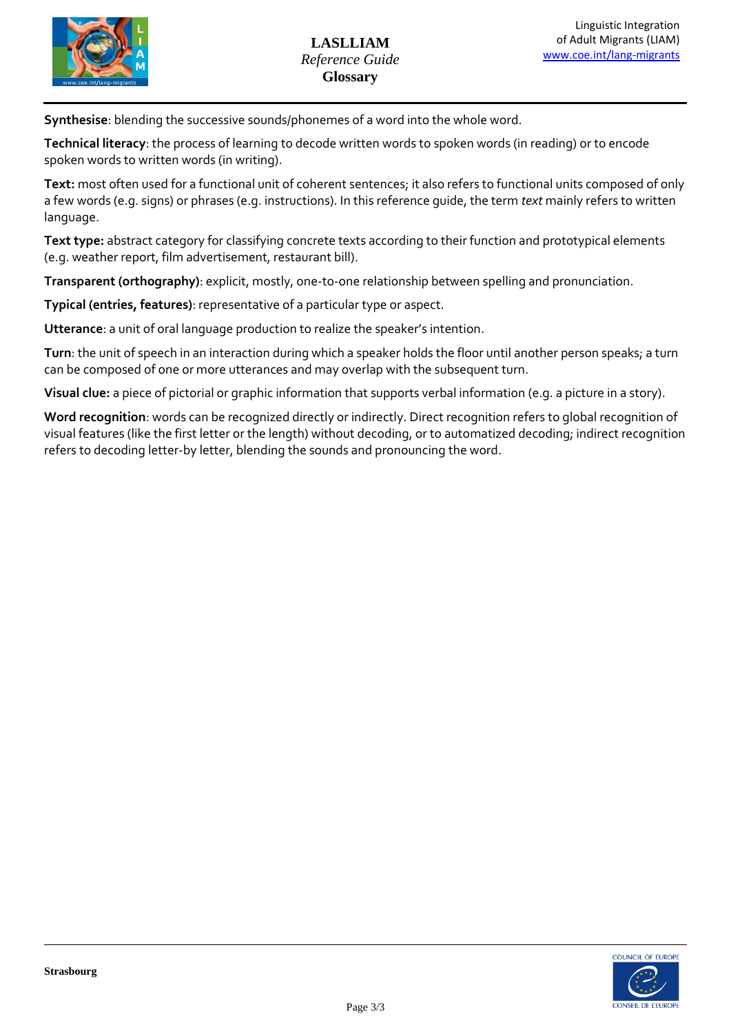**Synthesise**: blending the successive sounds/phonemes of a word into the whole word.

**Technical literacy**: the process of learning to decode written words to spoken words (in reading) or to encode spoken words to written words (in writing).

**Text:** most often used for a functional unit of coherent sentences; it also refers to functional units composed of only a few words (e.g. signs) or phrases (e.g. instructions). In this reference guide, the term *text* mainly refers to written language.

**Text type:** abstract category for classifying concrete texts according to their function and prototypical elements (e.g. weather report, film advertisement, restaurant bill).

**Transparent (orthography)**: explicit, mostly, one-to-one relationship between spelling and pronunciation.

**Typical (entries, features)**: representative of a particular type or aspect.

**Utterance**: a unit of oral language production to realize the speaker's intention.

**Turn**: the unit of speech in an interaction during which a speaker holds the floor until another person speaks; a turn can be composed of one or more utterances and may overlap with the subsequent turn.

**Visual clue:** a piece of pictorial or graphic information that supports verbal information (e.g. a picture in a story).

**Word recognition**: words can be recognized directly or indirectly. Direct recognition refers to global recognition of visual features (like the first letter or the length) without decoding, or to automatized decoding; indirect recognition refers to decoding letter-by letter, blending the sounds and pronouncing the word.